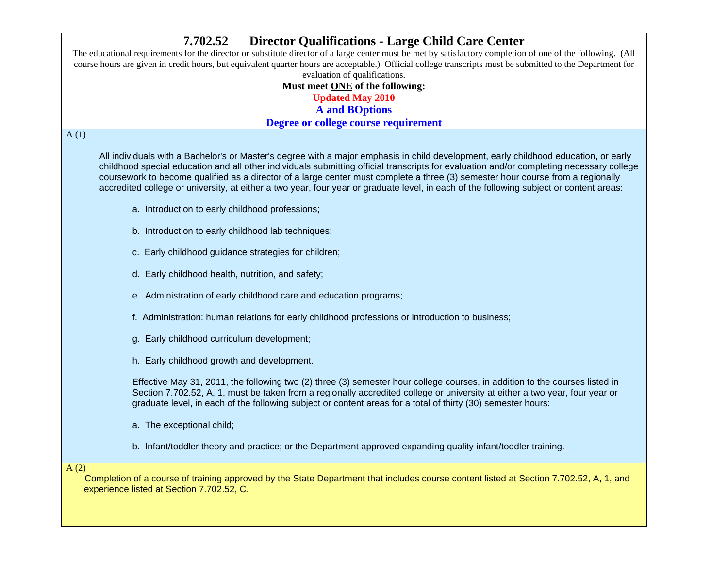# 7.702.52 Director Qualifications - Large Child Care Center

The educational requirements for the director or substitute director of a large center must be met by satisfactory completion of one of the following. (All course hours are given in credit hours, but equivalent quarter hours are acceptable.) Official college transcripts must be submitted to the Department for evaluation of qualifications.

**Must meet ONE of the following:**

**Updated May 2010**

**A and BOptions**

**Degree or college course requirement**

A (1)

All individuals with a Bachelor's or Master's degree with a major emphasis in child development, early childhood education, or early childhood special education and all other individuals submitting official transcripts for evaluation and/or completing necessary college coursework to become qualified as a director of a large center must complete a three (3) semester hour course from a regionally accredited college or university, at either a two year, four year or graduate level, in each of the following subject or content areas:

a. Introduction to early childhood professions;

b. Introduction to early childhood lab techniques;

c. Early childhood guidance strategies for children;

d. Early childhood health, nutrition, and safety;

e. Administration of early childhood care and education programs;

f. Administration: human relations for early childhood professions or introduction to business;

g. Early childhood curriculum development;

h. Early childhood growth and development.

Effective May 31, 2011, the following two (2) three (3) semester hour college courses, in addition to the courses listed in Section 7.702.52, A, 1, must be taken from a regionally accredited college or university at either a two year, four year or graduate level, in each of the following subject or content areas for a total of thirty (30) semester hours:

a. The exceptional child;

b. Infant/toddler theory and practice; or the Department approved expanding quality infant/toddler training.

A (2)

Completion of a course of training approved by the State Department that includes course content listed at Section 7.702.52, A, 1, and experience listed at Section 7.702.52, C.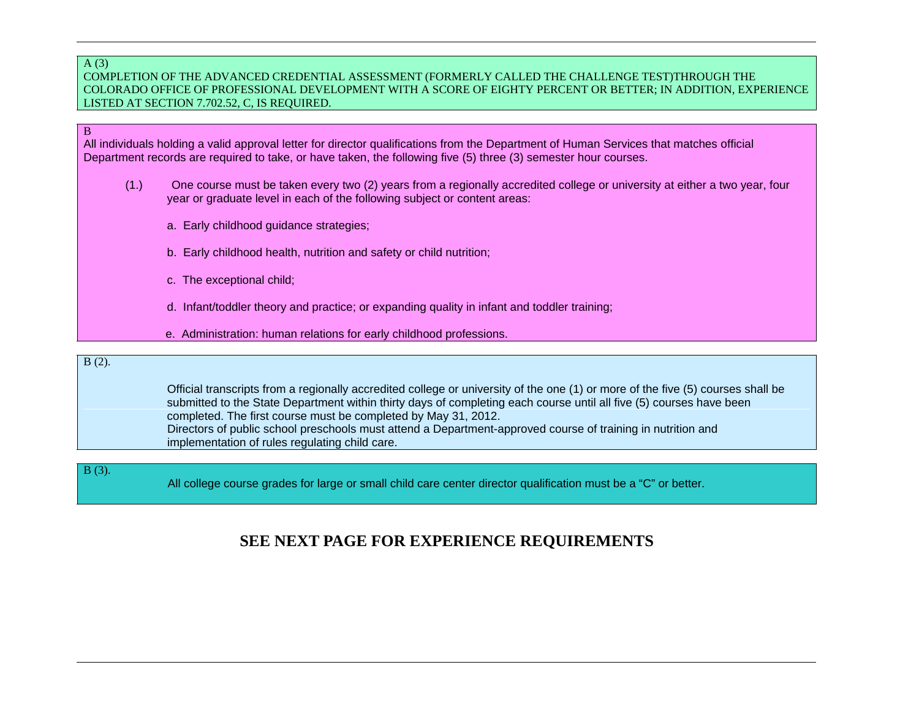A (3)

COMPLETION OF THE ADVANCED CREDENTIAL ASSESSMENT (FORMERLY CALLED THE CHALLENGE TEST)THROUGH THE COLORADO OFFICE OF PROFESSIONAL DEVELOPMENT WITH A SCORE OF EIGHTY PERCENT OR BETTER; IN ADDITION, EXPERIENCE LISTED AT SECTION 7.702.52, C, IS REQUIRED.

B

All individuals holding a valid approval letter for director qualifications from the Department of Human Services that matches official Department records are required to take, or have taken, the following five (5) three (3) semester hour courses.

(1.) One course must be taken every two (2) years from a regionally accredited college or university at either a two year, four year or graduate level in each of the following subject or content areas:

a. Early childhood guidance strategies;

b. Early childhood health, nutrition and safety or child nutrition;

c. The exceptional child;

d. Infant/toddler theory and practice; or expanding quality in infant and toddler training;

e. Administration: human relations for early childhood professions.

B (2).

Official transcripts from a regionally accredited college or university of the one (1) or more of the five (5) courses shall be submitted to the State Department within thirty days of completing each course until all five (5) courses have been completed. The first course must be completed by May 31, 2012.
Directors of public school preschools must attend a Department-approved course of training in nutrition and implementation of rules regulating child care.

B (3).

All college course grades for large or small child care center director qualification must be a "C" or better.

**SEE NEXT PAGE FOR EXPERIENCE REQUIREMENTS**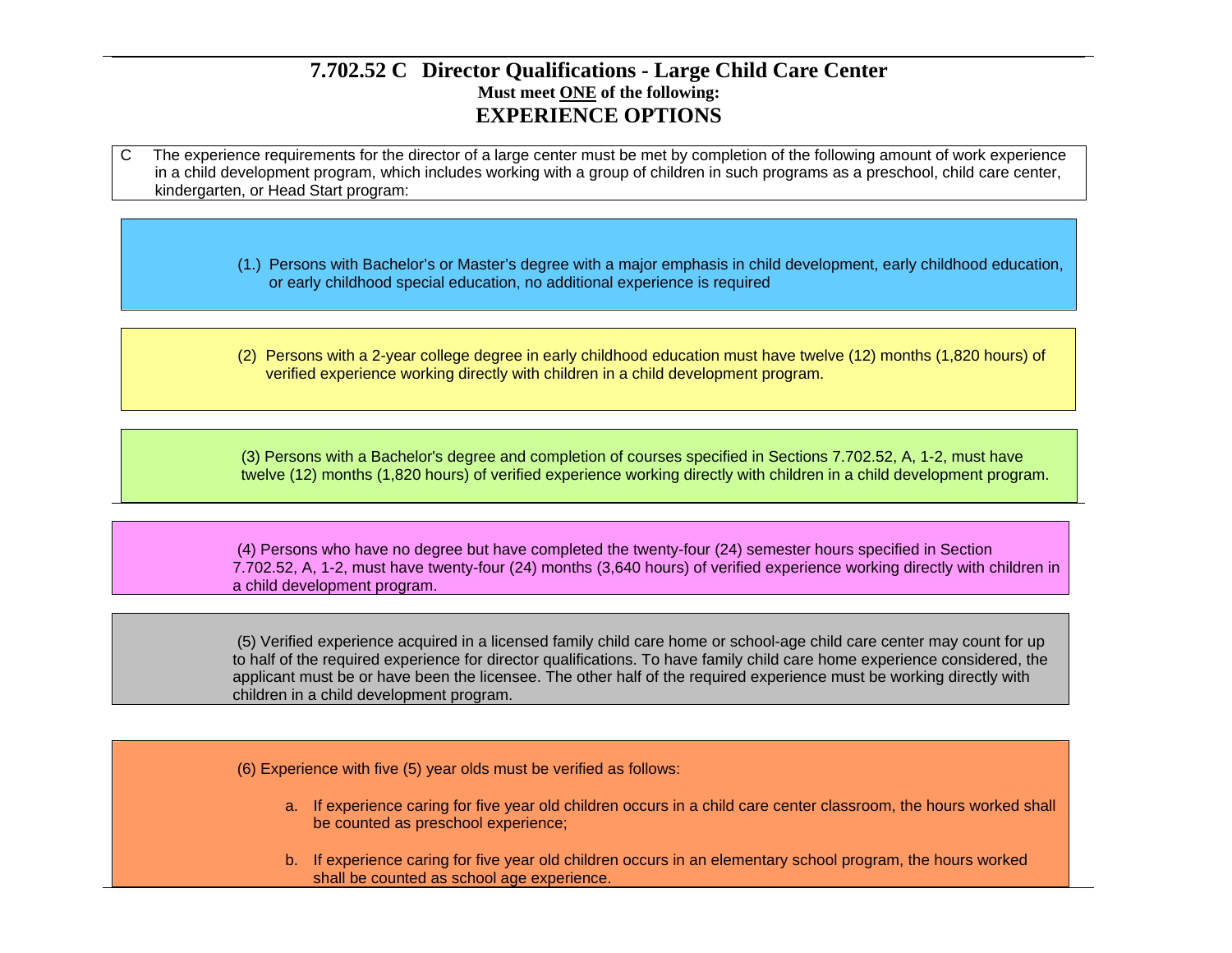# 7.702.52 C Director Qualifications - Large Child Care Center

**Must meet ONE of the following:**

## EXPERIENCE OPTIONS

C The experience requirements for the director of a large center must be met by completion of the following amount of work experience in a child development program, which includes working with a group of children in such programs as a preschool, child care center, kindergarten, or Head Start program:

(1.) Persons with Bachelor's or Master's degree with a major emphasis in child development, early childhood education, or early childhood special education, no additional experience is required

(2) Persons with a 2-year college degree in early childhood education must have twelve (12) months (1,820 hours) of verified experience working directly with children in a child development program.

(3) Persons with a Bachelor's degree and completion of courses specified in Sections 7.702.52, A, 1-2, must have twelve (12) months (1,820 hours) of verified experience working directly with children in a child development program.

(4) Persons who have no degree but have completed the twenty-four (24) semester hours specified in Section 7.702.52, A, 1-2, must have twenty-four (24) months (3,640 hours) of verified experience working directly with children in a child development program.

(5) Verified experience acquired in a licensed family child care home or school-age child care center may count for up to half of the required experience for director qualifications. To have family child care home experience considered, the applicant must be or have been the licensee. The other half of the required experience must be working directly with children in a child development program.

(6) Experience with five (5) year olds must be verified as follows:

a. If experience caring for five year old children occurs in a child care center classroom, the hours worked shall be counted as preschool experience;

b. If experience caring for five year old children occurs in an elementary school program, the hours worked shall be counted as school age experience.